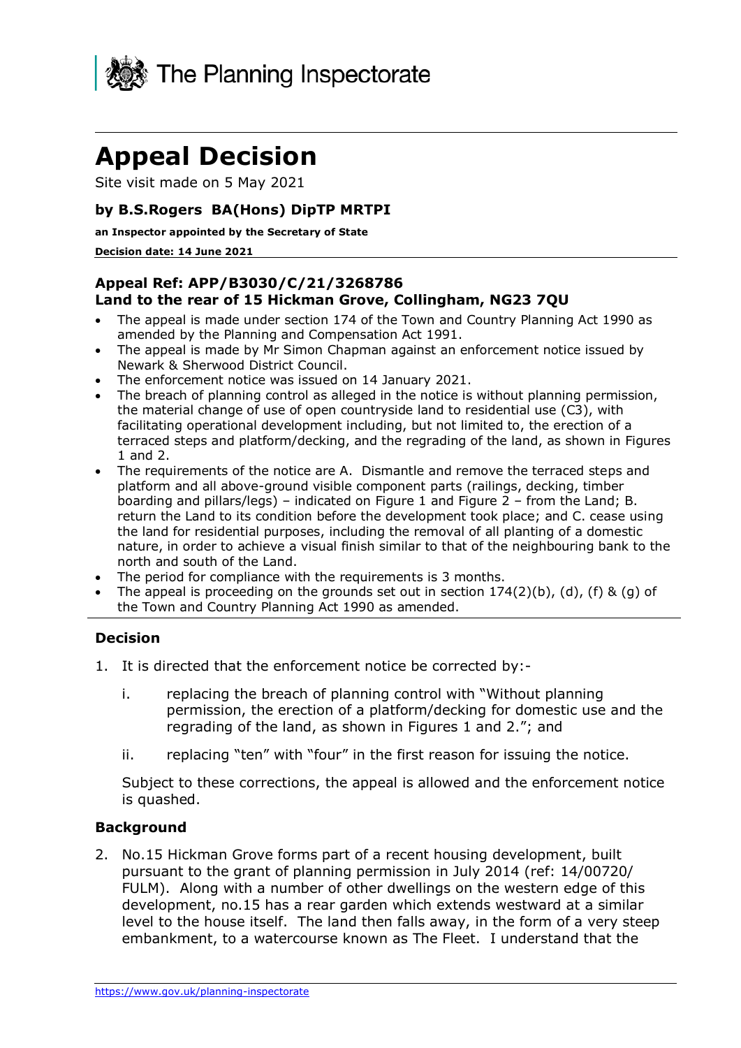The Planning Inspectorate

# Appeal Decision

Site visit made on 5 May 2021

### by B.S.Rogers BA(Hons) DipTP MRTPI

**an Inspector appointed by the Secretary of State**

**Decision date: 14 June 2021**

### Appeal Ref: APP/B3030/C/21/3268786
### Land to the rear of 15 Hickman Grove, Collingham, NG23 7QU

- The appeal is made under section 174 of the Town and Country Planning Act 1990 as amended by the Planning and Compensation Act 1991.
- The appeal is made by Mr Simon Chapman against an enforcement notice issued by Newark & Sherwood District Council.
- The enforcement notice was issued on 14 January 2021.
- The breach of planning control as alleged in the notice is without planning permission, the material change of use of open countryside land to residential use (C3), with facilitating operational development including, but not limited to, the erection of a terraced steps and platform/decking, and the regrading of the land, as shown in Figures 1 and 2.
- The requirements of the notice are A. Dismantle and remove the terraced steps and platform and all above-ground visible component parts (railings, decking, timber boarding and pillars/legs) – indicated on Figure 1 and Figure 2 – from the Land; B. return the Land to its condition before the development took place; and C. cease using the land for residential purposes, including the removal of all planting of a domestic nature, in order to achieve a visual finish similar to that of the neighbouring bank to the north and south of the Land.
- The period for compliance with the requirements is 3 months.
- The appeal is proceeding on the grounds set out in section 174(2)(b), (d), (f) & (g) of the Town and Country Planning Act 1990 as amended.

### Decision

1. It is directed that the enforcement notice be corrected by:-

   i. replacing the breach of planning control with "Without planning permission, the erection of a platform/decking for domestic use and the regrading of the land, as shown in Figures 1 and 2."; and

   ii. replacing "ten" with "four" in the first reason for issuing the notice.

   Subject to these corrections, the appeal is allowed and the enforcement notice is quashed.

### Background

2. No.15 Hickman Grove forms part of a recent housing development, built pursuant to the grant of planning permission in July 2014 (ref: 14/00720/FULM). Along with a number of other dwellings on the western edge of this development, no.15 has a rear garden which extends westward at a similar level to the house itself. The land then falls away, in the form of a very steep embankment, to a watercourse known as The Fleet. I understand that the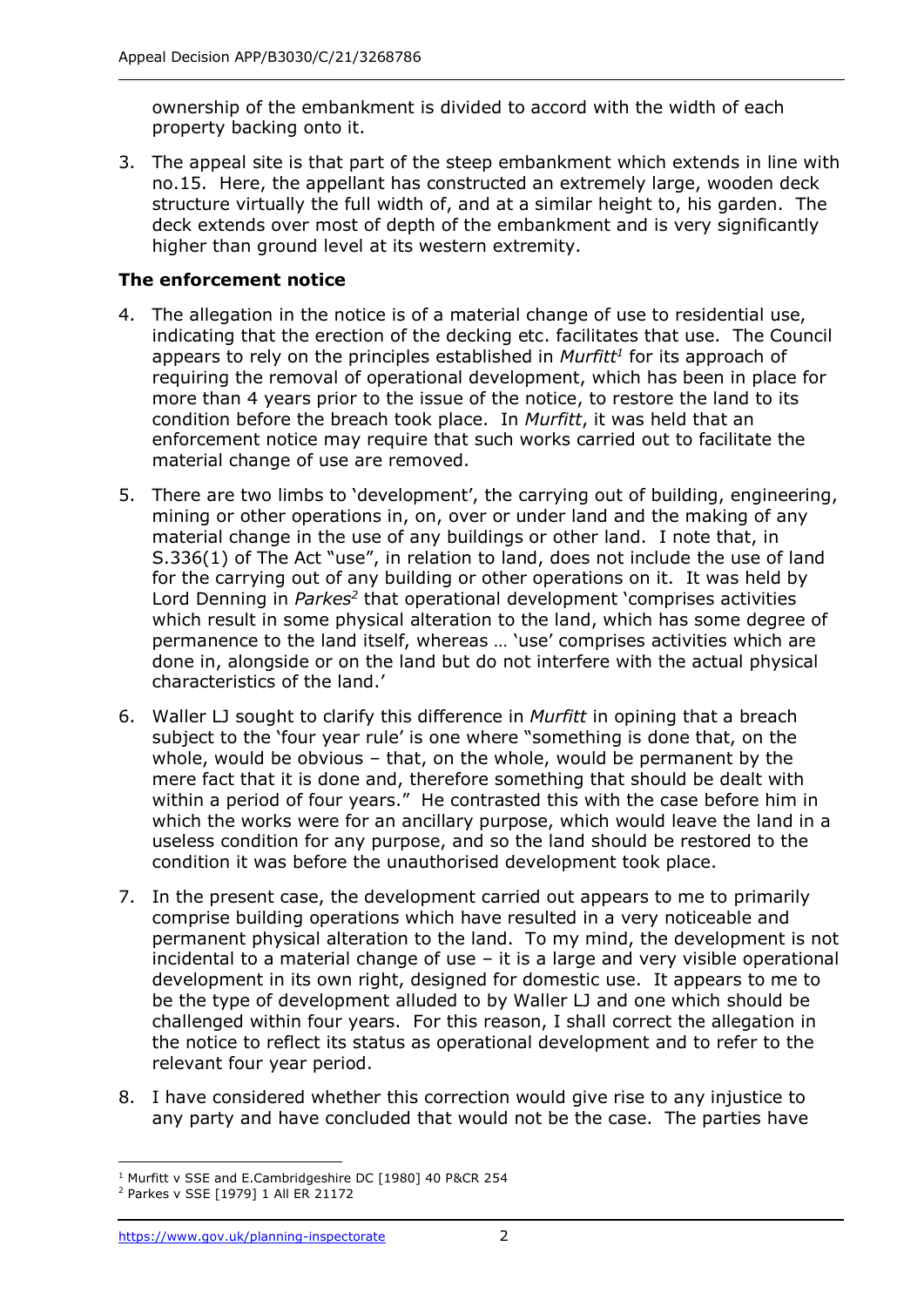ownership of the embankment is divided to accord with the width of each property backing onto it.

3. The appeal site is that part of the steep embankment which extends in line with no.15. Here, the appellant has constructed an extremely large, wooden deck structure virtually the full width of, and at a similar height to, his garden. The deck extends over most of depth of the embankment and is very significantly higher than ground level at its western extremity.

### The enforcement notice

4. The allegation in the notice is of a material change of use to residential use, indicating that the erection of the decking etc. facilitates that use. The Council appears to rely on the principles established in *Murfitt*[1] for its approach of requiring the removal of operational development, which has been in place for more than 4 years prior to the issue of the notice, to restore the land to its condition before the breach took place. In *Murfitt*, it was held that an enforcement notice may require that such works carried out to facilitate the material change of use are removed.

5. There are two limbs to 'development', the carrying out of building, engineering, mining or other operations in, on, over or under land and the making of any material change in the use of any buildings or other land. I note that, in S.336(1) of The Act "use", in relation to land, does not include the use of land for the carrying out of any building or other operations on it. It was held by Lord Denning in *Parkes*[2] that operational development 'comprises activities which result in some physical alteration to the land, which has some degree of permanence to the land itself, whereas … 'use' comprises activities which are done in, alongside or on the land but do not interfere with the actual physical characteristics of the land.'

6. Waller LJ sought to clarify this difference in *Murfitt* in opining that a breach subject to the 'four year rule' is one where "something is done that, on the whole, would be obvious – that, on the whole, would be permanent by the mere fact that it is done and, therefore something that should be dealt with within a period of four years." He contrasted this with the case before him in which the works were for an ancillary purpose, which would leave the land in a useless condition for any purpose, and so the land should be restored to the condition it was before the unauthorised development took place.

7. In the present case, the development carried out appears to me to primarily comprise building operations which have resulted in a very noticeable and permanent physical alteration to the land. To my mind, the development is not incidental to a material change of use – it is a large and very visible operational development in its own right, designed for domestic use. It appears to me to be the type of development alluded to by Waller LJ and one which should be challenged within four years. For this reason, I shall correct the allegation in the notice to reflect its status as operational development and to refer to the relevant four year period.

8. I have considered whether this correction would give rise to any injustice to any party and have concluded that would not be the case. The parties have

---

[1] Murfitt v SSE and E.Cambridgeshire DC [1980] 40 P&CR 254

[2] Parkes v SSE [1979] 1 All ER 21172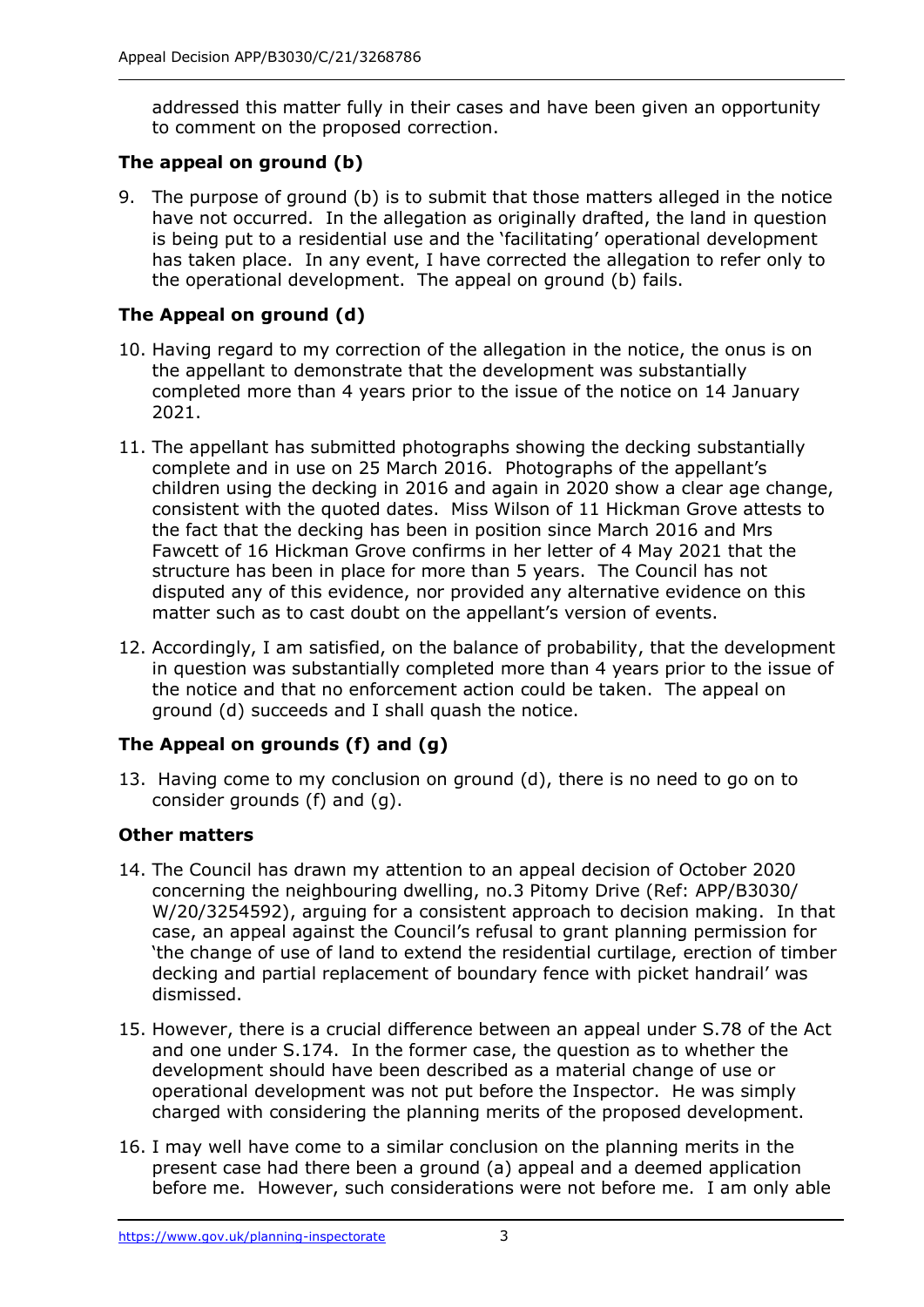addressed this matter fully in their cases and have been given an opportunity to comment on the proposed correction.

## The appeal on ground (b)

9. The purpose of ground (b) is to submit that those matters alleged in the notice have not occurred. In the allegation as originally drafted, the land in question is being put to a residential use and the 'facilitating' operational development has taken place. In any event, I have corrected the allegation to refer only to the operational development. The appeal on ground (b) fails.

## The Appeal on ground (d)

10. Having regard to my correction of the allegation in the notice, the onus is on the appellant to demonstrate that the development was substantially completed more than 4 years prior to the issue of the notice on 14 January 2021.

11. The appellant has submitted photographs showing the decking substantially complete and in use on 25 March 2016. Photographs of the appellant's children using the decking in 2016 and again in 2020 show a clear age change, consistent with the quoted dates. Miss Wilson of 11 Hickman Grove attests to the fact that the decking has been in position since March 2016 and Mrs Fawcett of 16 Hickman Grove confirms in her letter of 4 May 2021 that the structure has been in place for more than 5 years. The Council has not disputed any of this evidence, nor provided any alternative evidence on this matter such as to cast doubt on the appellant's version of events.

12. Accordingly, I am satisfied, on the balance of probability, that the development in question was substantially completed more than 4 years prior to the issue of the notice and that no enforcement action could be taken. The appeal on ground (d) succeeds and I shall quash the notice.

## The Appeal on grounds (f) and (g)

13. Having come to my conclusion on ground (d), there is no need to go on to consider grounds (f) and (g).

## Other matters

14. The Council has drawn my attention to an appeal decision of October 2020 concerning the neighbouring dwelling, no.3 Pitomy Drive (Ref: APP/B3030/ W/20/3254592), arguing for a consistent approach to decision making. In that case, an appeal against the Council's refusal to grant planning permission for 'the change of use of land to extend the residential curtilage, erection of timber decking and partial replacement of boundary fence with picket handrail' was dismissed.

15. However, there is a crucial difference between an appeal under S.78 of the Act and one under S.174. In the former case, the question as to whether the development should have been described as a material change of use or operational development was not put before the Inspector. He was simply charged with considering the planning merits of the proposed development.

16. I may well have come to a similar conclusion on the planning merits in the present case had there been a ground (a) appeal and a deemed application before me. However, such considerations were not before me. I am only able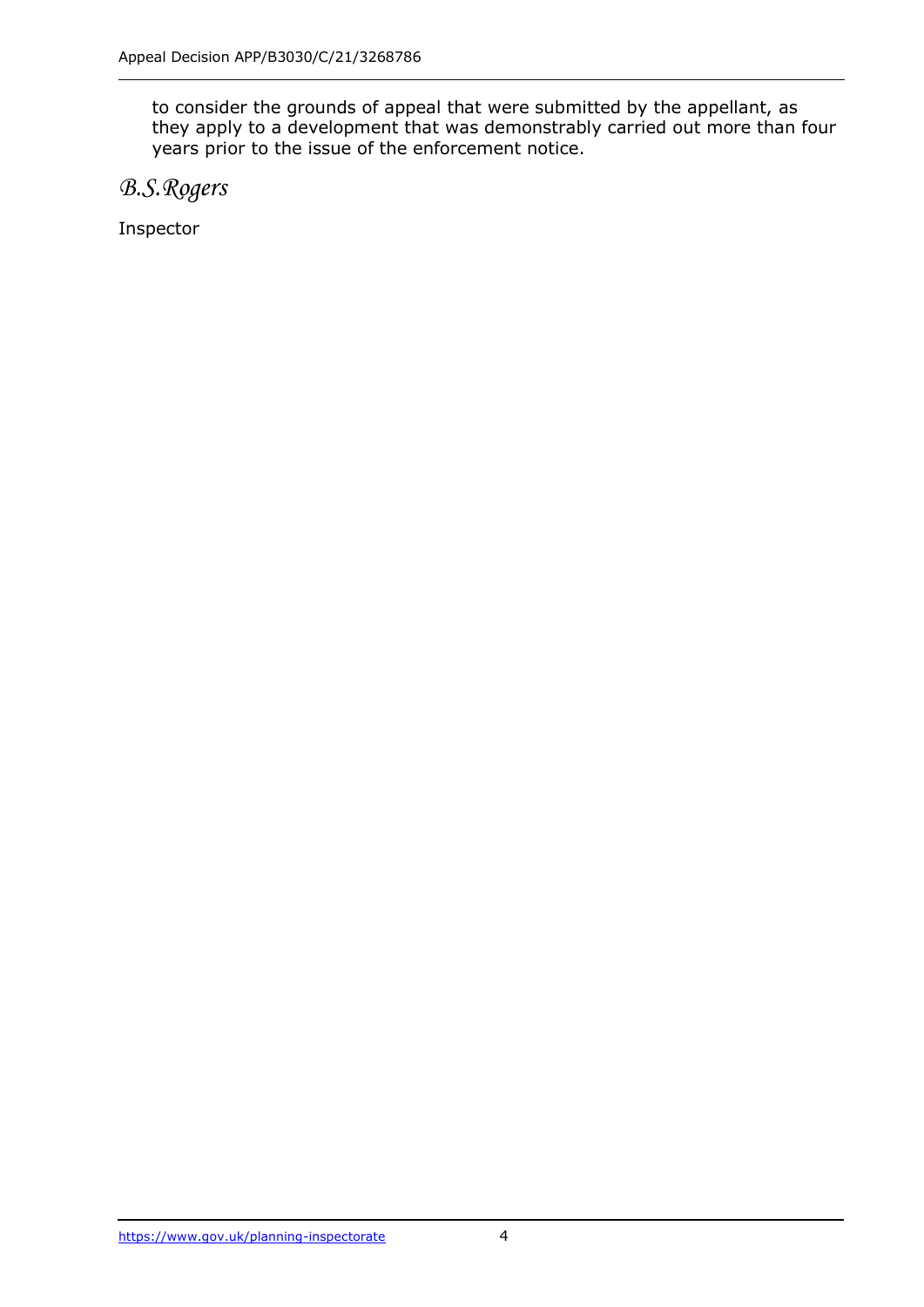to consider the grounds of appeal that were submitted by the appellant, as they apply to a development that was demonstrably carried out more than four years prior to the issue of the enforcement notice.

*B.S.Rogers*

Inspector